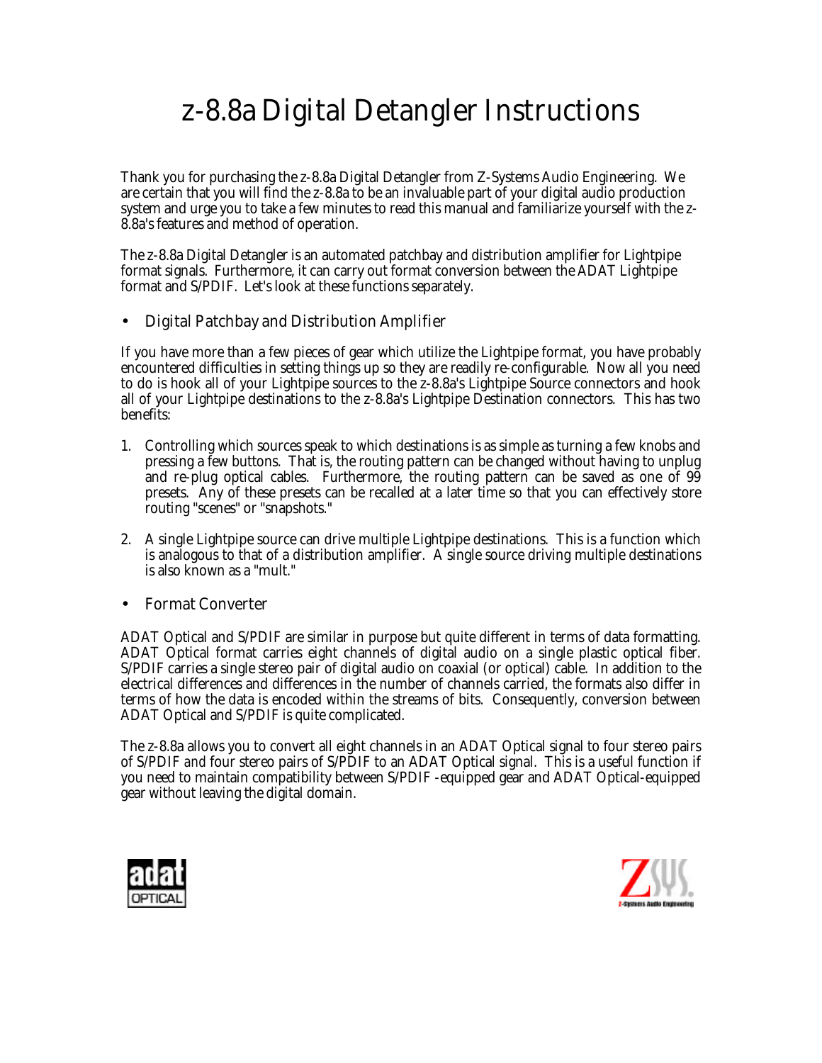# z-8.8a Digital Detangler Instructions

Thank you for purchasing the z-8.8a Digital Detangler from Z-Systems Audio Engineering. We are certain that you will find the z-8.8a to be an invaluable part of your digital audio production system and urge you to take a few minutes to read this manual and familiarize yourself with the z-8.8a's features and method of operation.

The z-8.8a Digital Detangler is an automated patchbay and distribution amplifier for Lightpipe format signals. Furthermore, it can carry out format conversion between the ADAT Lightpipe format and S/PDIF. Let's look at these functions separately.

- Digital Patchbay and Distribution Amplifier

If you have more than a few pieces of gear which utilize the Lightpipe format, you have probably encountered difficulties in setting things up so they are readily re-configurable. Now all you need to do is hook all of your Lightpipe sources to the z-8.8a's Lightpipe Source connectors and hook all of your Lightpipe destinations to the z-8.8a's Lightpipe Destination connectors. This has two benefits:

1. Controlling which sources speak to which destinations is as simple as turning a few knobs and pressing a few buttons. That is, the routing pattern can be changed without having to unplug and re-plug optical cables. Furthermore, the routing pattern can be saved as one of 99 presets. Any of these presets can be recalled at a later time so that you can effectively store routing "scenes" or "snapshots."

2. A single Lightpipe source can drive multiple Lightpipe destinations. This is a function which is analogous to that of a distribution amplifier. A single source driving multiple destinations is also known as a "mult."

- Format Converter

ADAT Optical and S/PDIF are similar in purpose but quite different in terms of data formatting. ADAT Optical format carries eight channels of digital audio on a single plastic optical fiber. S/PDIF carries a single stereo pair of digital audio on coaxial (or optical) cable. In addition to the electrical differences and differences in the number of channels carried, the formats also differ in terms of how the data is encoded within the streams of bits. Consequently, conversion between ADAT Optical and S/PDIF is quite complicated.

The z-8.8a allows you to convert all eight channels in an ADAT Optical signal to four stereo pairs of S/PDIF *and* four stereo pairs of S/PDIF to an ADAT Optical signal. This is a useful function if you need to maintain compatibility between S/PDIF -equipped gear and ADAT Optical-equipped gear without leaving the digital domain.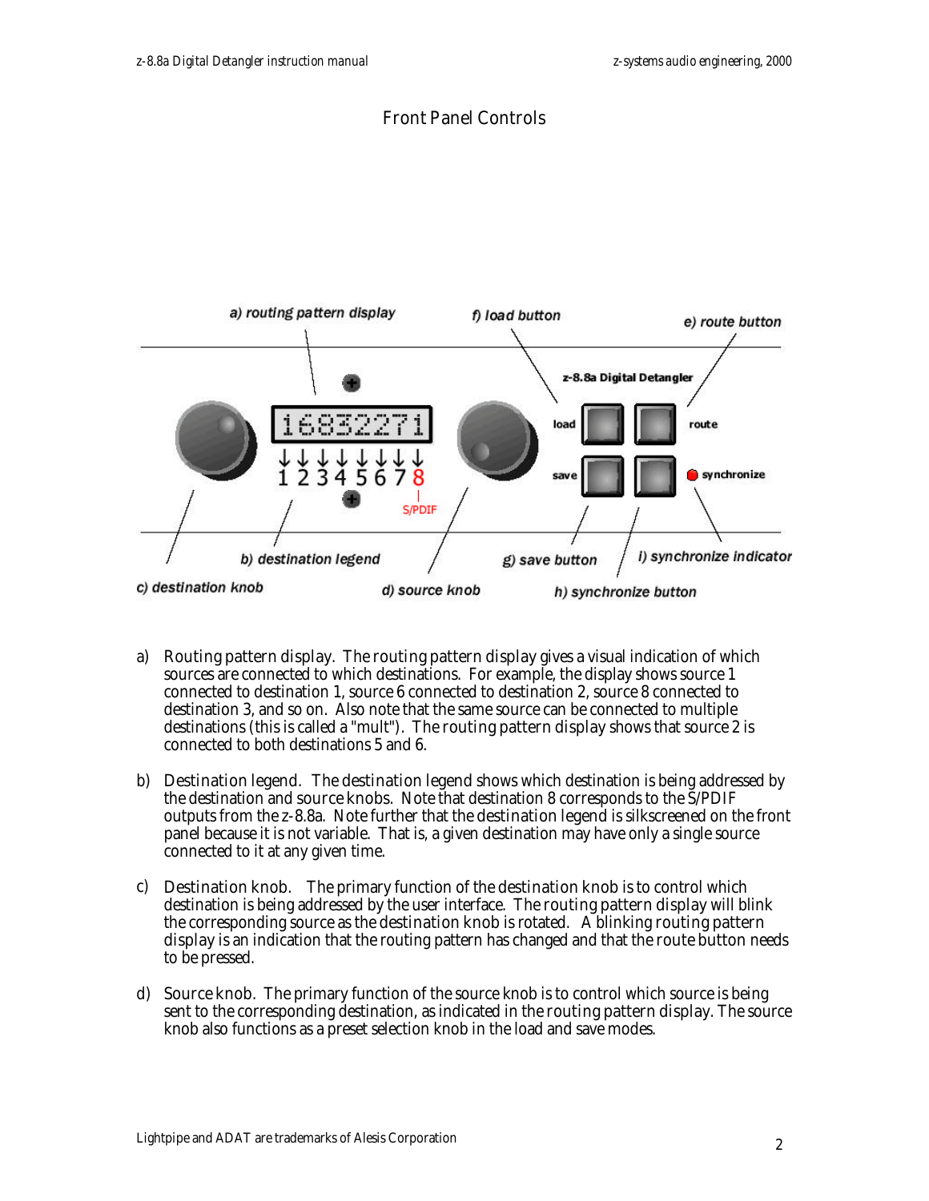# Front Panel Controls

a) Routing pattern display. The routing pattern display gives a visual indication of which sources are connected to which destinations. For example, the display shows source 1 connected to destination 1, source 6 connected to destination 2, source 8 connected to destination 3, and so on. Also note that the same source can be connected to multiple destinations (this is called a "mult"). The routing pattern display shows that source 2 is connected to both destinations 5 and 6.

b) Destination legend. The destination legend shows which destination is being addressed by the destination and source knobs. Note that destination 8 corresponds to the S/PDIF outputs from the z-8.8a. Note further that the destination legend is silkscreened on the front panel because it is not variable. That is, a given destination may have only a single source connected to it at any given time.

c) Destination knob. The primary function of the destination knob is to control which destination is being addressed by the user interface. The routing pattern display will blink the corresponding source as the destination knob is rotated. A blinking routing pattern display is an indication that the routing pattern has changed and that the route button needs to be pressed.

d) Source knob. The primary function of the source knob is to control which source is being sent to the corresponding destination, as indicated in the routing pattern display. The source knob also functions as a preset selection knob in the load and save modes.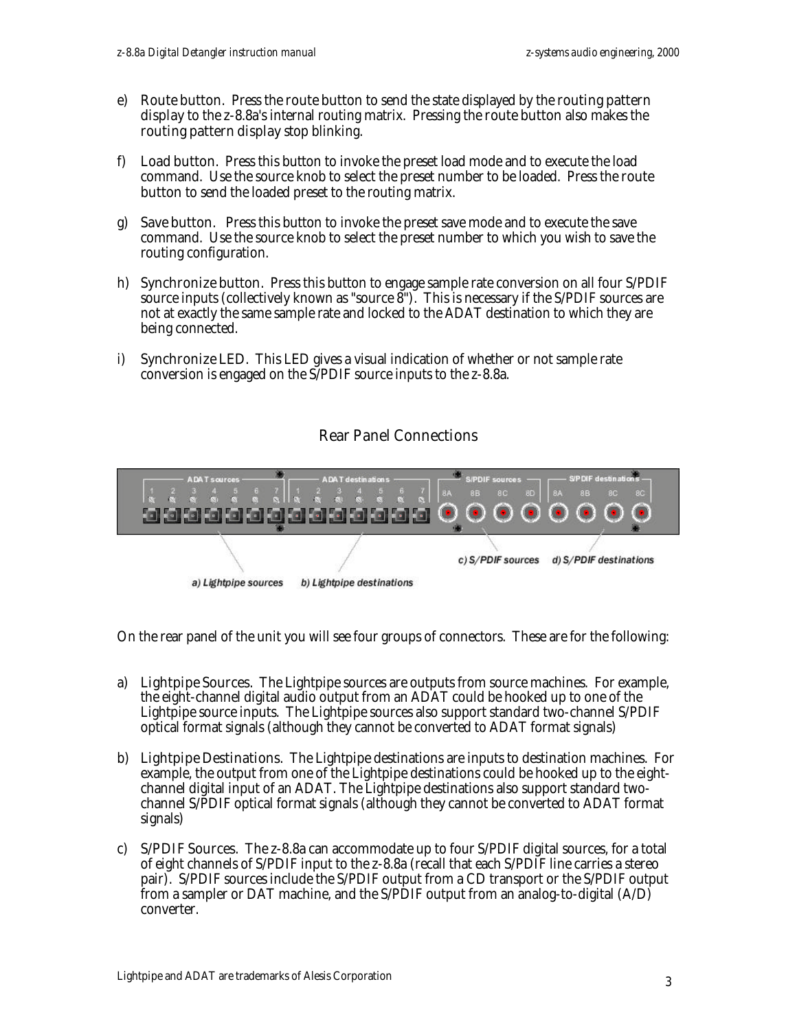e) Route button. Press the route button to send the state displayed by the routing pattern display to the z-8.8a's internal routing matrix. Pressing the route button also makes the routing pattern display stop blinking.

f) Load button. Press this button to invoke the preset load mode and to execute the load command. Use the source knob to select the preset number to be loaded. Press the route button to send the loaded preset to the routing matrix.

g) Save button. Press this button to invoke the preset save mode and to execute the save command. Use the source knob to select the preset number to which you wish to save the routing configuration.

h) Synchronize button. Press this button to engage sample rate conversion on all four S/PDIF source inputs (collectively known as "source 8"). This is necessary if the S/PDIF sources are not at exactly the same sample rate and locked to the ADAT destination to which they are being connected.

i) Synchronize LED. This LED gives a visual indication of whether or not sample rate conversion is engaged on the S/PDIF source inputs to the z-8.8a.

## Rear Panel Connections

*a) Lightpipe sources* *b) Lightpipe destinations* *c) S/PDIF sources* *d) S/PDIF destinations*

On the rear panel of the unit you will see four groups of connectors. These are for the following:

a) Lightpipe Sources. The Lightpipe sources are outputs from source machines. For example, the eight-channel digital audio output from an ADAT could be hooked up to one of the Lightpipe source inputs. The Lightpipe sources also support standard two-channel S/PDIF optical format signals (although they cannot be converted to ADAT format signals)

b) Lightpipe Destinations. The Lightpipe destinations are inputs to destination machines. For example, the output from one of the Lightpipe destinations could be hooked up to the eight-channel digital input of an ADAT. The Lightpipe destinations also support standard two-channel S/PDIF optical format signals (although they cannot be converted to ADAT format signals)

c) S/PDIF Sources. The z-8.8a can accommodate up to four S/PDIF digital sources, for a total of eight channels of S/PDIF input to the z-8.8a (recall that each S/PDIF line carries a stereo pair). S/PDIF sources include the S/PDIF output from a CD transport or the S/PDIF output from a sampler or DAT machine, and the S/PDIF output from an analog-to-digital (A/D) converter.

Lightpipe and ADAT are trademarks of Alesis Corporation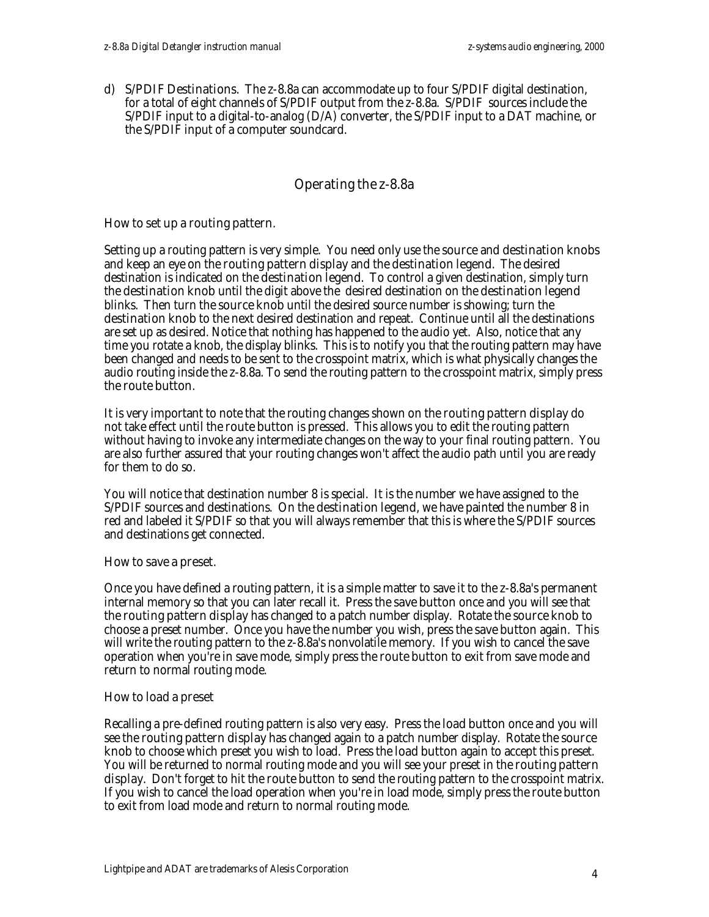d) S/PDIF Destinations. The z-8.8a can accommodate up to four S/PDIF digital destination, for a total of eight channels of S/PDIF output from the z-8.8a. S/PDIF sources include the S/PDIF input to a digital-to-analog (D/A) converter, the S/PDIF input to a DAT machine, or the S/PDIF input of a computer soundcard.

## Operating the z-8.8a

### How to set up a routing pattern.

Setting up a routing pattern is very simple. You need only use the source and destination knobs and keep an eye on the routing pattern display and the destination legend. The desired destination is indicated on the destination legend. To control a given destination, simply turn the destination knob until the digit above the desired destination on the destination legend blinks. Then turn the source knob until the desired source number is showing; turn the destination knob to the next desired destination and repeat. Continue until all the destinations are set up as desired. Notice that nothing has happened to the audio yet. Also, notice that any time you rotate a knob, the display blinks. This is to notify you that the routing pattern may have been changed and needs to be sent to the crosspoint matrix, which is what physically changes the audio routing inside the z-8.8a. To send the routing pattern to the crosspoint matrix, simply press the route button.

It is very important to note that the routing changes shown on the routing pattern display do not take effect until the route button is pressed. This allows you to edit the routing pattern without having to invoke any intermediate changes on the way to your final routing pattern. You are also further assured that your routing changes won't affect the audio path until you are ready for them to do so.

You will notice that destination number 8 is special. It is the number we have assigned to the S/PDIF sources and destinations. On the destination legend, we have painted the number 8 in red and labeled it S/PDIF so that you will always remember that this is where the S/PDIF sources and destinations get connected.

### How to save a preset.

Once you have defined a routing pattern, it is a simple matter to save it to the z-8.8a's permanent internal memory so that you can later recall it. Press the save button once and you will see that the routing pattern display has changed to a patch number display. Rotate the source knob to choose a preset number. Once you have the number you wish, press the save button again. This will write the routing pattern to the z-8.8a's nonvolatile memory. If you wish to cancel the save operation when you're in save mode, simply press the route button to exit from save mode and return to normal routing mode.

### How to load a preset

Recalling a pre-defined routing pattern is also very easy. Press the load button once and you will see the routing pattern display has changed again to a patch number display. Rotate the source knob to choose which preset you wish to load. Press the load button again to accept this preset. You will be returned to normal routing mode and you will see your preset in the routing pattern display. Don't forget to hit the route button to send the routing pattern to the crosspoint matrix. If you wish to cancel the load operation when you're in load mode, simply press the route button to exit from load mode and return to normal routing mode.

Lightpipe and ADAT are trademarks of Alesis Corporation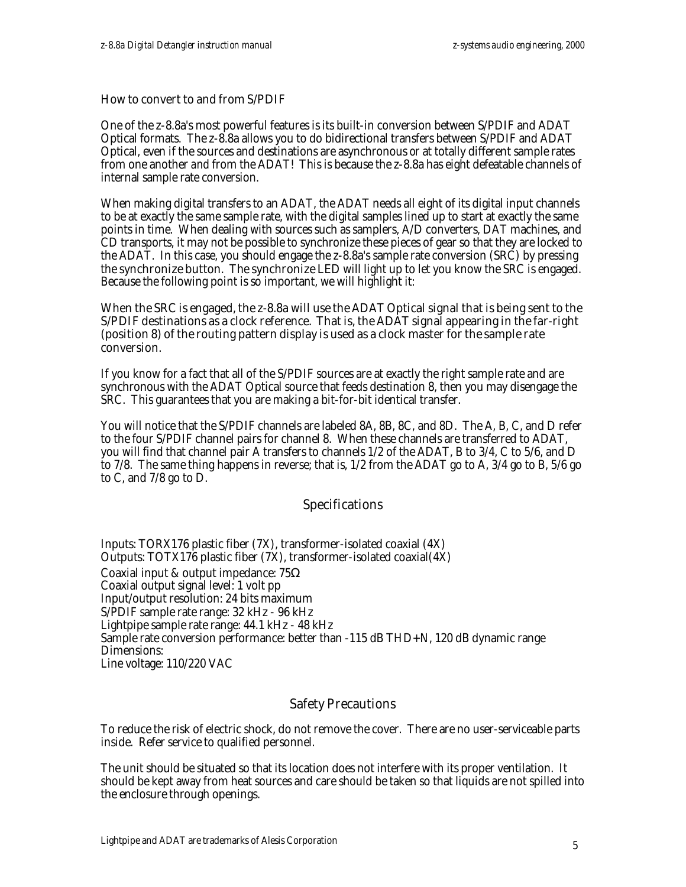### How to convert to and from S/PDIF

One of the z-8.8a's most powerful features is its built-in conversion between S/PDIF and ADAT Optical formats. The z-8.8a allows you to do bidirectional transfers between S/PDIF and ADAT Optical, even if the sources and destinations are asynchronous or at totally different sample rates from one another *and* from the ADAT! This is because the z-8.8a has eight defeatable channels of internal sample rate conversion.

When making digital transfers to an ADAT, the ADAT needs all eight of its digital input channels to be at exactly the same sample rate, with the digital samples lined up to start at exactly the same points in time. When dealing with sources such as samplers, A/D converters, DAT machines, and CD transports, it may not be possible to synchronize these pieces of gear so that they are locked to the ADAT. In this case, you should engage the z-8.8a's sample rate conversion (SRC) by pressing the synchronize button. The synchronize LED will light up to let you know the SRC is engaged. Because the following point is so important, we will highlight it:

When the SRC is engaged, the z-8.8a will use the ADAT Optical signal that is being sent to the S/PDIF destinations as a clock reference. That is, the ADAT signal appearing in the far-right (position 8) of the routing pattern display is used as a clock master for the sample rate conversion.

If you know for a fact that all of the S/PDIF sources are at exactly the right sample rate and are synchronous with the ADAT Optical source that feeds destination 8, then you may disengage the SRC. This guarantees that you are making a bit-for-bit identical transfer.

You will notice that the S/PDIF channels are labeled 8A, 8B, 8C, and 8D. The A, B, C, and D refer to the four S/PDIF channel pairs for channel 8. When these channels are transferred to ADAT, you will find that channel pair A transfers to channels 1/2 of the ADAT, B to 3/4, C to 5/6, and D to 7/8. The same thing happens in reverse; that is, 1/2 from the ADAT go to A, 3/4 go to B, 5/6 go to C, and 7/8 go to D.

## Specifications

Inputs: TORX176 plastic fiber (7X), transformer-isolated coaxial (4X)
Outputs: TOTX176 plastic fiber (7X), transformer-isolated coaxial(4X)
Coaxial input & output impedance: 75Ω
Coaxial output signal level: 1 volt pp
Input/output resolution: 24 bits maximum
S/PDIF sample rate range: 32 kHz - 96 kHz
Lightpipe sample rate range: 44.1 kHz - 48 kHz
Sample rate conversion performance: better than -115 dB THD+N, 120 dB dynamic range
Dimensions:
Line voltage: 110/220 VAC

## Safety Precautions

To reduce the risk of electric shock, do not remove the cover. There are no user-serviceable parts inside. Refer service to qualified personnel.

The unit should be situated so that its location does not interfere with its proper ventilation. It should be kept away from heat sources and care should be taken so that liquids are not spilled into the enclosure through openings.

Lightpipe and ADAT are trademarks of Alesis Corporation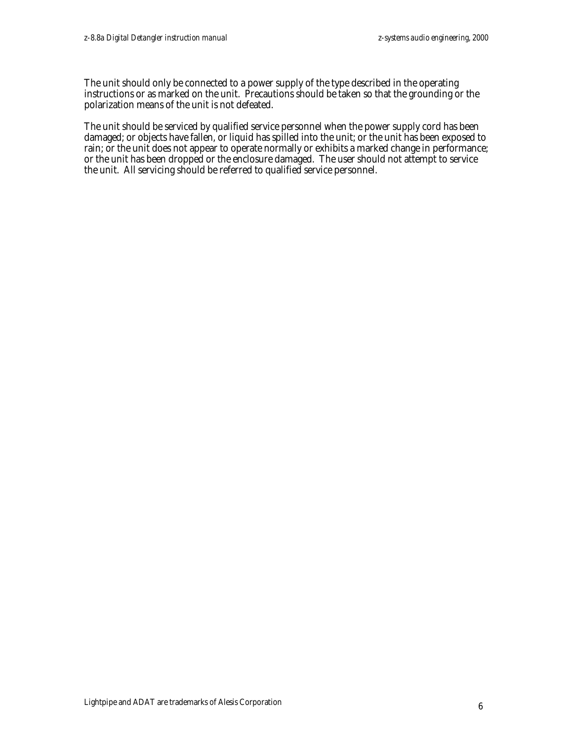The unit should only be connected to a power supply of the type described in the operating instructions or as marked on the unit. Precautions should be taken so that the grounding or the polarization means of the unit is not defeated.

The unit should be serviced by qualified service personnel when the power supply cord has been damaged; or objects have fallen, or liquid has spilled into the unit; or the unit has been exposed to rain; or the unit does not appear to operate normally or exhibits a marked change in performance; or the unit has been dropped or the enclosure damaged. The user should not attempt to service the unit. All servicing should be referred to qualified service personnel.

Lightpipe and ADAT are trademarks of Alesis Corporation